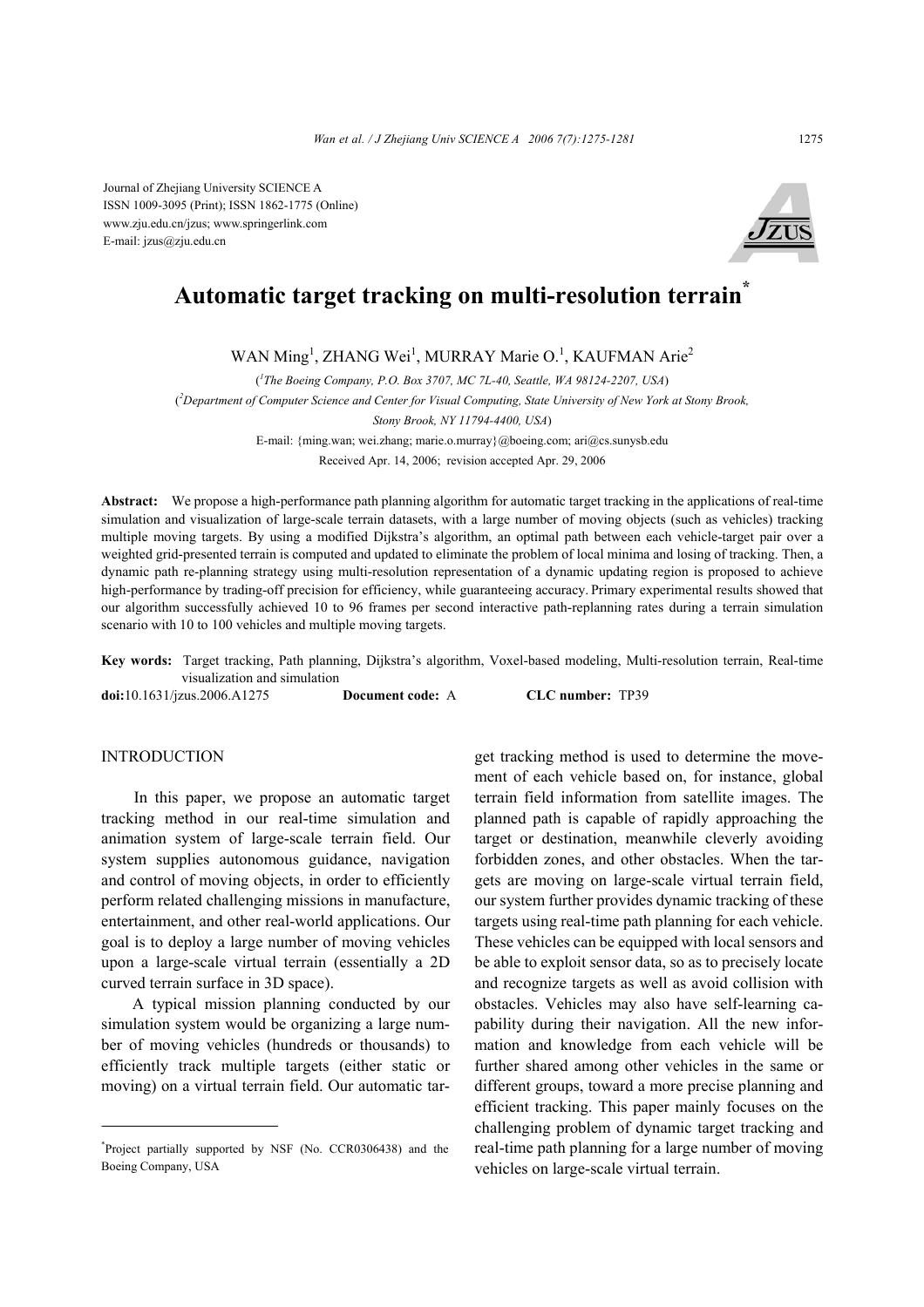Journal of Zhejiang University SCIENCE A
ISSN 1009-3095 (Print); ISSN 1862-1775 (Online)
www.zju.edu.cn/jzus; www.springerlink.com
E-mail: jzus@zju.edu.cn

# Automatic target tracking on multi-resolution terrain*

WAN Ming[1], ZHANG Wei[1], MURRAY Marie O.[1], KAUFMAN Arie[2]

([1]The Boeing Company, P.O. Box 3707, MC 7L-40, Seattle, WA 98124-2207, USA)

([2]Department of Computer Science and Center for Visual Computing, State University of New York at Stony Brook, Stony Brook, NY 11794-4400, USA)

E-mail: {ming.wan; wei.zhang; marie.o.murray}@boeing.com; ari@cs.sunysb.edu

Received Apr. 14, 2006; revision accepted Apr. 29, 2006

**Abstract:** We propose a high-performance path planning algorithm for automatic target tracking in the applications of real-time simulation and visualization of large-scale terrain datasets, with a large number of moving objects (such as vehicles) tracking multiple moving targets. By using a modified Dijkstra's algorithm, an optimal path between each vehicle-target pair over a weighted grid-presented terrain is computed and updated to eliminate the problem of local minima and losing of tracking. Then, a dynamic path re-planning strategy using multi-resolution representation of a dynamic updating region is proposed to achieve high-performance by trading-off precision for efficiency, while guaranteeing accuracy. Primary experimental results showed that our algorithm successfully achieved 10 to 96 frames per second interactive path-replanning rates during a terrain simulation scenario with 10 to 100 vehicles and multiple moving targets.

**Key words:** Target tracking, Path planning, Dijkstra's algorithm, Voxel-based modeling, Multi-resolution terrain, Real-time visualization and simulation

**doi:**10.1631/jzus.2006.A1275 **Document code:** A **CLC number:** TP39

## INTRODUCTION

In this paper, we propose an automatic target tracking method in our real-time simulation and animation system of large-scale terrain field. Our system supplies autonomous guidance, navigation and control of moving objects, in order to efficiently perform related challenging missions in manufacture, entertainment, and other real-world applications. Our goal is to deploy a large number of moving vehicles upon a large-scale virtual terrain (essentially a 2D curved terrain surface in 3D space).

A typical mission planning conducted by our simulation system would be organizing a large number of moving vehicles (hundreds or thousands) to efficiently track multiple targets (either static or moving) on a virtual terrain field. Our automatic target tracking method is used to determine the movement of each vehicle based on, for instance, global terrain field information from satellite images. The planned path is capable of rapidly approaching the target or destination, meanwhile cleverly avoiding forbidden zones, and other obstacles. When the targets are moving on large-scale virtual terrain field, our system further provides dynamic tracking of these targets using real-time path planning for each vehicle. These vehicles can be equipped with local sensors and be able to exploit sensor data, so as to precisely locate and recognize targets as well as avoid collision with obstacles. Vehicles may also have self-learning capability during their navigation. All the new information and knowledge from each vehicle will be further shared among other vehicles in the same or different groups, toward a more precise planning and efficient tracking. This paper mainly focuses on the challenging problem of dynamic target tracking and real-time path planning for a large number of moving vehicles on large-scale virtual terrain.

---

*Project partially supported by NSF (No. CCR0306438) and the Boeing Company, USA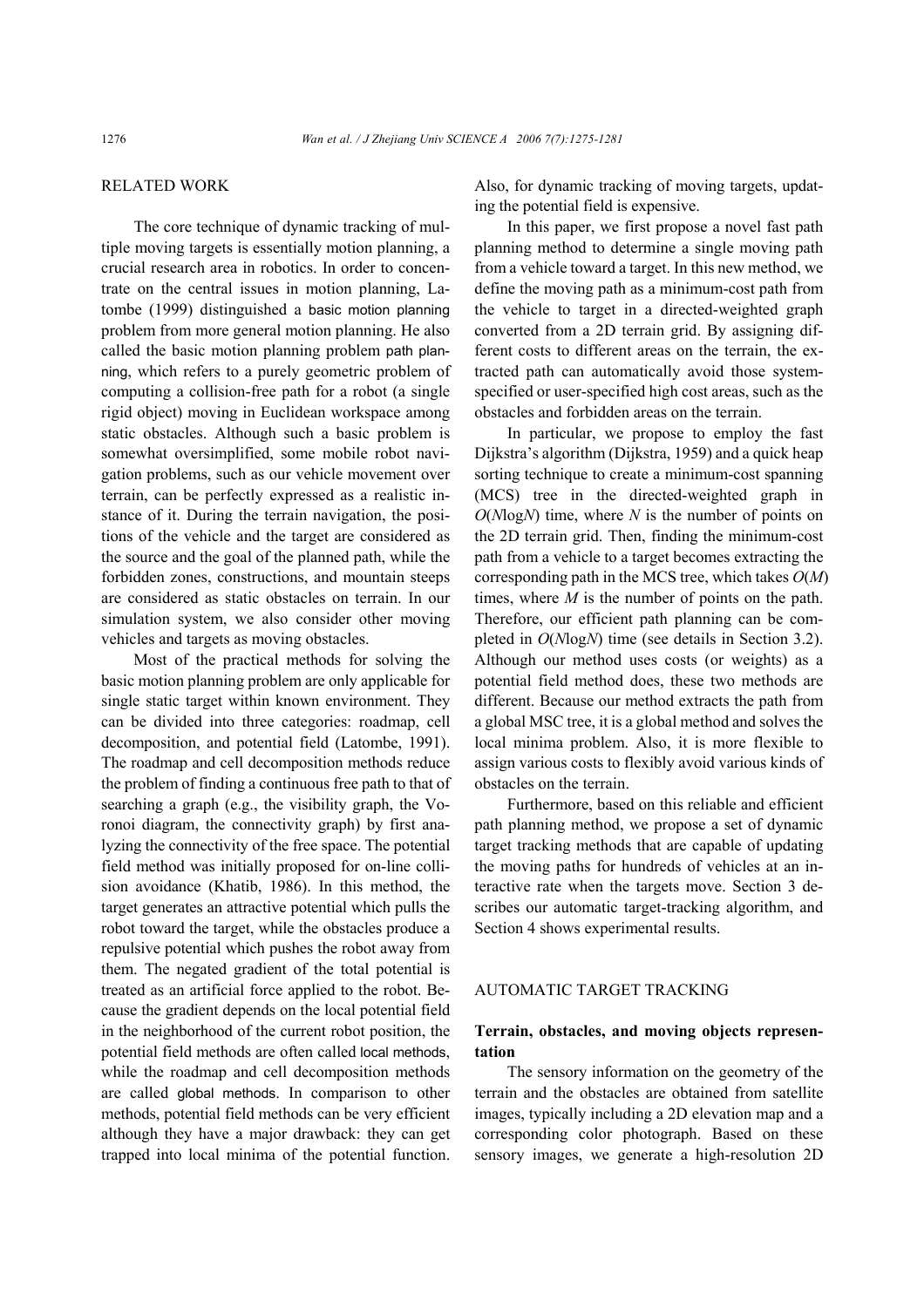## RELATED WORK

The core technique of dynamic tracking of multiple moving targets is essentially motion planning, a crucial research area in robotics. In order to concentrate on the central issues in motion planning, Latombe (1999) distinguished a basic motion planning problem from more general motion planning. He also called the basic motion planning problem path planning, which refers to a purely geometric problem of computing a collision-free path for a robot (a single rigid object) moving in Euclidean workspace among static obstacles. Although such a basic problem is somewhat oversimplified, some mobile robot navigation problems, such as our vehicle movement over terrain, can be perfectly expressed as a realistic instance of it. During the terrain navigation, the positions of the vehicle and the target are considered as the source and the goal of the planned path, while the forbidden zones, constructions, and mountain steeps are considered as static obstacles on terrain. In our simulation system, we also consider other moving vehicles and targets as moving obstacles.

Most of the practical methods for solving the basic motion planning problem are only applicable for single static target within known environment. They can be divided into three categories: roadmap, cell decomposition, and potential field (Latombe, 1991). The roadmap and cell decomposition methods reduce the problem of finding a continuous free path to that of searching a graph (e.g., the visibility graph, the Voronoi diagram, the connectivity graph) by first analyzing the connectivity of the free space. The potential field method was initially proposed for on-line collision avoidance (Khatib, 1986). In this method, the target generates an attractive potential which pulls the robot toward the target, while the obstacles produce a repulsive potential which pushes the robot away from them. The negated gradient of the total potential is treated as an artificial force applied to the robot. Because the gradient depends on the local potential field in the neighborhood of the current robot position, the potential field methods are often called local methods, while the roadmap and cell decomposition methods are called global methods. In comparison to other methods, potential field methods can be very efficient although they have a major drawback: they can get trapped into local minima of the potential function. Also, for dynamic tracking of moving targets, updating the potential field is expensive.

In this paper, we first propose a novel fast path planning method to determine a single moving path from a vehicle toward a target. In this new method, we define the moving path as a minimum-cost path from the vehicle to target in a directed-weighted graph converted from a 2D terrain grid. By assigning different costs to different areas on the terrain, the extracted path can automatically avoid those system-specified or user-specified high cost areas, such as the obstacles and forbidden areas on the terrain.

In particular, we propose to employ the fast Dijkstra's algorithm (Dijkstra, 1959) and a quick heap sorting technique to create a minimum-cost spanning (MCS) tree in the directed-weighted graph in $O(N\log N)$ time, where $N$ is the number of points on the 2D terrain grid. Then, finding the minimum-cost path from a vehicle to a target becomes extracting the corresponding path in the MCS tree, which takes $O(M)$ times, where $M$ is the number of points on the path. Therefore, our efficient path planning can be completed in $O(N\log N)$ time (see details in Section 3.2). Although our method uses costs (or weights) as a potential field method does, these two methods are different. Because our method extracts the path from a global MSC tree, it is a global method and solves the local minima problem. Also, it is more flexible to assign various costs to flexibly avoid various kinds of obstacles on the terrain.

Furthermore, based on this reliable and efficient path planning method, we propose a set of dynamic target tracking methods that are capable of updating the moving paths for hundreds of vehicles at an interactive rate when the targets move. Section 3 describes our automatic target-tracking algorithm, and Section 4 shows experimental results.

## AUTOMATIC TARGET TRACKING

### Terrain, obstacles, and moving objects representation

The sensory information on the geometry of the terrain and the obstacles are obtained from satellite images, typically including a 2D elevation map and a corresponding color photograph. Based on these sensory images, we generate a high-resolution 2D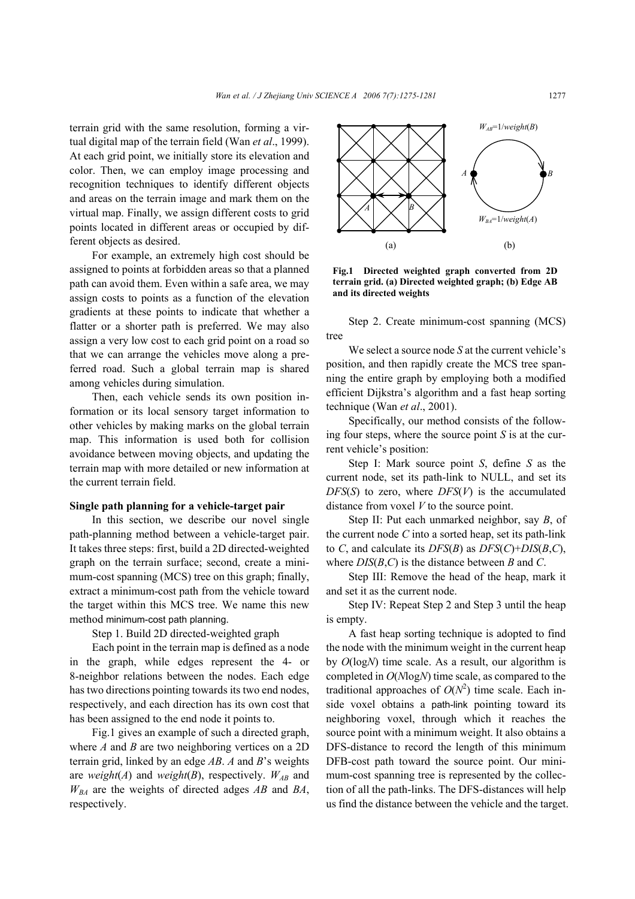terrain grid with the same resolution, forming a virtual digital map of the terrain field (Wan *et al*., 1999). At each grid point, we initially store its elevation and color. Then, we can employ image processing and recognition techniques to identify different objects and areas on the terrain image and mark them on the virtual map. Finally, we assign different costs to grid points located in different areas or occupied by different objects as desired.

For example, an extremely high cost should be assigned to points at forbidden areas so that a planned path can avoid them. Even within a safe area, we may assign costs to points as a function of the elevation gradients at these points to indicate that whether a flatter or a shorter path is preferred. We may also assign a very low cost to each grid point on a road so that we can arrange the vehicles move along a preferred road. Such a global terrain map is shared among vehicles during simulation.

Then, each vehicle sends its own position information or its local sensory target information to other vehicles by making marks on the global terrain map. This information is used both for collision avoidance between moving objects, and updating the terrain map with more detailed or new information at the current terrain field.

**Single path planning for a vehicle-target pair**

In this section, we describe our novel single path-planning method between a vehicle-target pair. It takes three steps: first, build a 2D directed-weighted graph on the terrain surface; second, create a minimum-cost spanning (MCS) tree on this graph; finally, extract a minimum-cost path from the vehicle toward the target within this MCS tree. We name this new method minimum-cost path planning.

Step 1. Build 2D directed-weighted graph

Each point in the terrain map is defined as a node in the graph, while edges represent the 4- or 8-neighbor relations between the nodes. Each edge has two directions pointing towards its two end nodes, respectively, and each direction has its own cost that has been assigned to the end node it points to.

Fig.1 gives an example of such a directed graph, where $A$ and $B$ are two neighboring vertices on a 2D terrain grid, linked by an edge $AB$. $A$ and $B$'s weights are $weight(A)$ and $weight(B)$, respectively. $W_{AB}$ and $W_{BA}$ are the weights of directed adges $AB$ and $BA$, respectively.

$W_{AB}=1/weight(B)$

A

B

$W_{BA}=1/weight(A)$

(a)

(b)

**Fig.1 Directed weighted graph converted from 2D terrain grid. (a) Directed weighted graph; (b) Edge AB and its directed weights**

Step 2. Create minimum-cost spanning (MCS) tree

We select a source node $S$ at the current vehicle's position, and then rapidly create the MCS tree spanning the entire graph by employing both a modified efficient Dijkstra's algorithm and a fast heap sorting technique (Wan *et al*., 2001).

Specifically, our method consists of the following four steps, where the source point $S$ is at the current vehicle's position:

Step I: Mark source point $S$, define $S$ as the current node, set its path-link to NULL, and set its $DFS(S)$ to zero, where $DFS(V)$ is the accumulated distance from voxel $V$ to the source point.

Step II: Put each unmarked neighbor, say $B$, of the current node $C$ into a sorted heap, set its path-link to $C$, and calculate its $DFS(B)$ as $DFS(C)+DIS(B,C)$, where $DIS(B,C)$ is the distance between $B$ and $C$.

Step III: Remove the head of the heap, mark it and set it as the current node.

Step IV: Repeat Step 2 and Step 3 until the heap is empty.

A fast heap sorting technique is adopted to find the node with the minimum weight in the current heap by $O(\log N)$ time scale. As a result, our algorithm is completed in $O(N\log N)$ time scale, as compared to the traditional approaches of $O(N^2)$ time scale. Each inside voxel obtains a path-link pointing toward its neighboring voxel, through which it reaches the source point with a minimum weight. It also obtains a DFS-distance to record the length of this minimum DFB-cost path toward the source point. Our minimum-cost spanning tree is represented by the collection of all the path-links. The DFS-distances will help us find the distance between the vehicle and the target.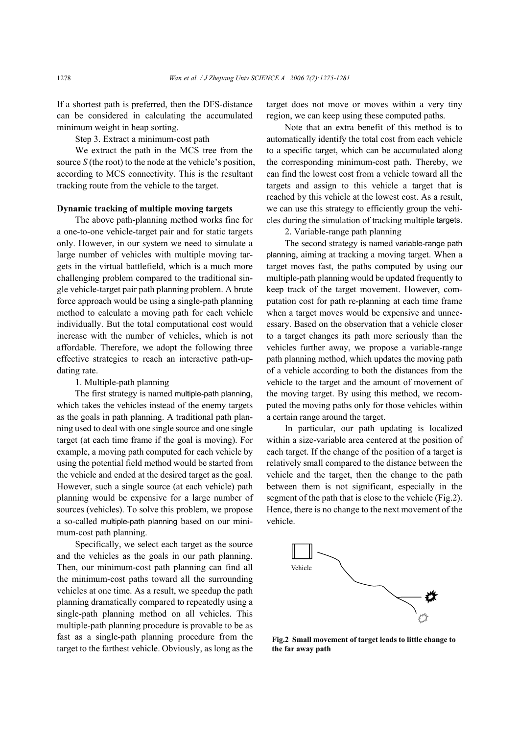If a shortest path is preferred, then the DFS-distance can be considered in calculating the accumulated minimum weight in heap sorting.

Step 3. Extract a minimum-cost path

We extract the path in the MCS tree from the source $S$ (the root) to the node at the vehicle's position, according to MCS connectivity. This is the resultant tracking route from the vehicle to the target.

**Dynamic tracking of multiple moving targets**

The above path-planning method works fine for a one-to-one vehicle-target pair and for static targets only. However, in our system we need to simulate a large number of vehicles with multiple moving targets in the virtual battlefield, which is a much more challenging problem compared to the traditional single vehicle-target pair path planning problem. A brute force approach would be using a single-path planning method to calculate a moving path for each vehicle individually. But the total computational cost would increase with the number of vehicles, which is not affordable. Therefore, we adopt the following three effective strategies to reach an interactive path-updating rate.

1. Multiple-path planning

The first strategy is named multiple-path planning, which takes the vehicles instead of the enemy targets as the goals in path planning. A traditional path planning used to deal with one single source and one single target (at each time frame if the goal is moving). For example, a moving path computed for each vehicle by using the potential field method would be started from the vehicle and ended at the desired target as the goal. However, such a single source (at each vehicle) path planning would be expensive for a large number of sources (vehicles). To solve this problem, we propose a so-called multiple-path planning based on our minimum-cost path planning.

Specifically, we select each target as the source and the vehicles as the goals in our path planning. Then, our minimum-cost path planning can find all the minimum-cost paths toward all the surrounding vehicles at one time. As a result, we speedup the path planning dramatically compared to repeatedly using a single-path planning method on all vehicles. This multiple-path planning procedure is provable to be as fast as a single-path planning procedure from the target to the farthest vehicle. Obviously, as long as the target does not move or moves within a very tiny region, we can keep using these computed paths.

Note that an extra benefit of this method is to automatically identify the total cost from each vehicle to a specific target, which can be accumulated along the corresponding minimum-cost path. Thereby, we can find the lowest cost from a vehicle toward all the targets and assign to this vehicle a target that is reached by this vehicle at the lowest cost. As a result, we can use this strategy to efficiently group the vehicles during the simulation of tracking multiple targets.

2. Variable-range path planning

The second strategy is named variable-range path planning, aiming at tracking a moving target. When a target moves fast, the paths computed by using our multiple-path planning would be updated frequently to keep track of the target movement. However, computation cost for path re-planning at each time frame when a target moves would be expensive and unnecessary. Based on the observation that a vehicle closer to a target changes its path more seriously than the vehicles further away, we propose a variable-range path planning method, which updates the moving path of a vehicle according to both the distances from the vehicle to the target and the amount of movement of the moving target. By using this method, we recomputed the moving paths only for those vehicles within a certain range around the target.

In particular, our path updating is localized within a size-variable area centered at the position of each target. If the change of the position of a target is relatively small compared to the distance between the vehicle and the target, then the change to the path between them is not significant, especially in the segment of the path that is close to the vehicle (Fig.2). Hence, there is no change to the next movement of the vehicle.

Vehicle

**Fig.2 Small movement of target leads to little change to the far away path**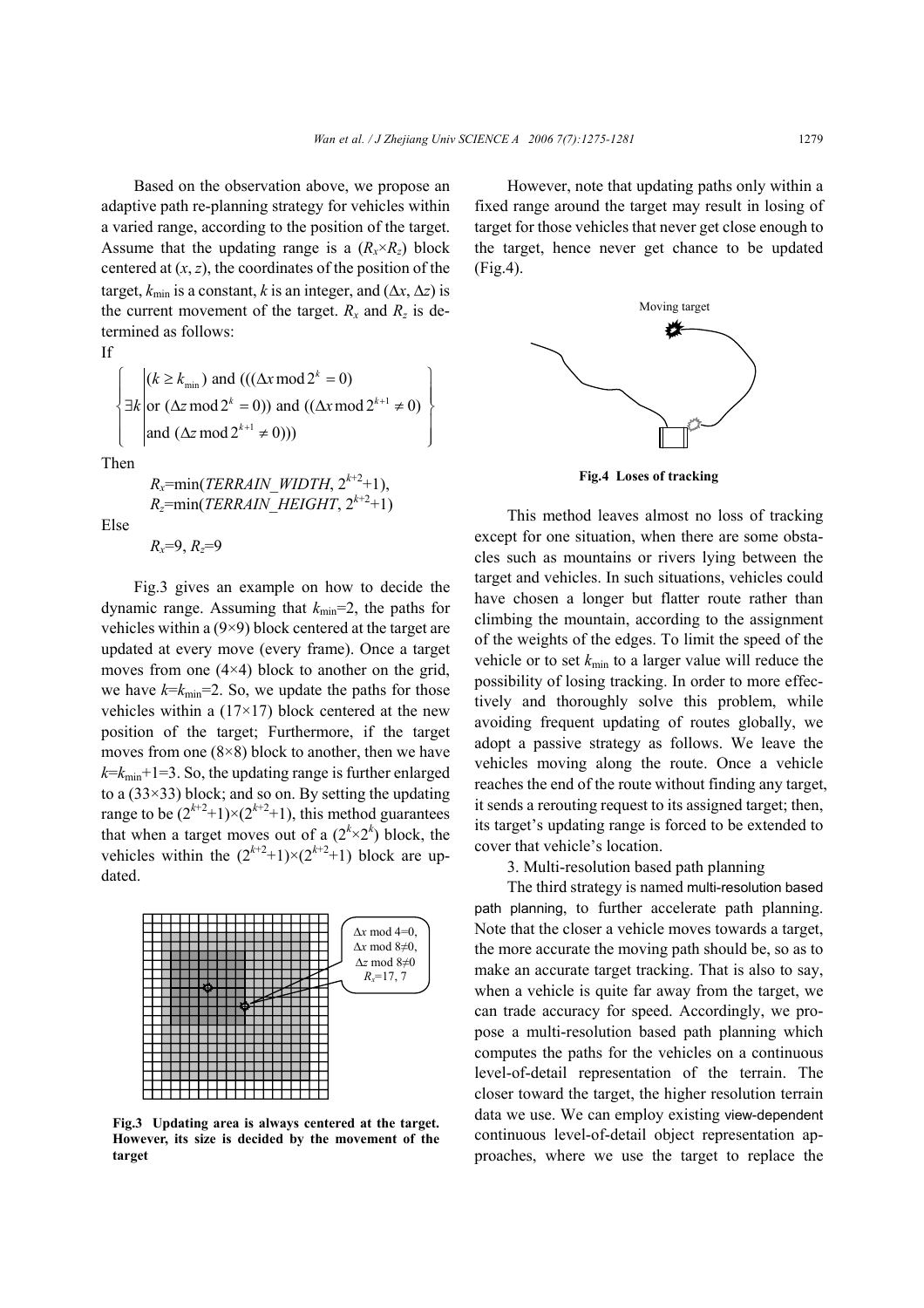Based on the observation above, we propose an adaptive path re-planning strategy for vehicles within a varied range, according to the position of the target. Assume that the updating range is a $(R_x \times R_z)$ block centered at $(x, z)$, the coordinates of the position of the target, $k_{\min}$ is a constant, $k$ is an integer, and $(\Delta x, \Delta z)$ is the current movement of the target. $R_x$ and $R_z$ is determined as follows:

If

$$\left\{ \exists k \left| \begin{array}{l} (k \geq k_{\min}) \text{ and } (((\Delta x \bmod 2^k = 0) \\ \text{or } (\Delta z \bmod 2^k = 0)) \text{ and } ((\Delta x \bmod 2^{k+1} \neq 0) \\ \text{and } (\Delta z \bmod 2^{k+1} \neq 0))) \end{array} \right. \right\}$$

Then

$R_x$=min(*TERRAIN_WIDTH*, $2^{k+2}+1$),
$R_z$=min(*TERRAIN_HEIGHT*, $2^{k+2}+1$)

Else

$R_x$=9, $R_z$=9

Fig.3 gives an example on how to decide the dynamic range. Assuming that $k_{\min}$=2, the paths for vehicles within a (9×9) block centered at the target are updated at every move (every frame). Once a target moves from one (4×4) block to another on the grid, we have $k=k_{\min}$=2. So, we update the paths for those vehicles within a (17×17) block centered at the new position of the target; Furthermore, if the target moves from one (8×8) block to another, then we have $k=k_{\min}+1$=3. So, the updating range is further enlarged to a (33×33) block; and so on. By setting the updating range to be $(2^{k+2}+1)\times(2^{k+2}+1)$, this method guarantees that when a target moves out of a $(2^k\times2^k)$ block, the vehicles within the $(2^{k+2}+1)\times(2^{k+2}+1)$ block are updated.

**Fig.3 Updating area is always centered at the target. However, its size is decided by the movement of the target**

However, note that updating paths only within a fixed range around the target may result in losing of target for those vehicles that never get close enough to the target, hence never get chance to be updated (Fig.4).

**Fig.4 Loses of tracking**

This method leaves almost no loss of tracking except for one situation, when there are some obstacles such as mountains or rivers lying between the target and vehicles. In such situations, vehicles could have chosen a longer but flatter route rather than climbing the mountain, according to the assignment of the weights of the edges. To limit the speed of the vehicle or to set $k_{\min}$ to a larger value will reduce the possibility of losing tracking. In order to more effectively and thoroughly solve this problem, while avoiding frequent updating of routes globally, we adopt a passive strategy as follows. We leave the vehicles moving along the route. Once a vehicle reaches the end of the route without finding any target, it sends a rerouting request to its assigned target; then, its target's updating range is forced to be extended to cover that vehicle's location.

3. Multi-resolution based path planning

The third strategy is named multi-resolution based path planning, to further accelerate path planning. Note that the closer a vehicle moves towards a target, the more accurate the moving path should be, so as to make an accurate target tracking. That is also to say, when a vehicle is quite far away from the target, we can trade accuracy for speed. Accordingly, we propose a multi-resolution based path planning which computes the paths for the vehicles on a continuous level-of-detail representation of the terrain. The closer toward the target, the higher resolution terrain data we use. We can employ existing view-dependent continuous level-of-detail object representation approaches, where we use the target to replace the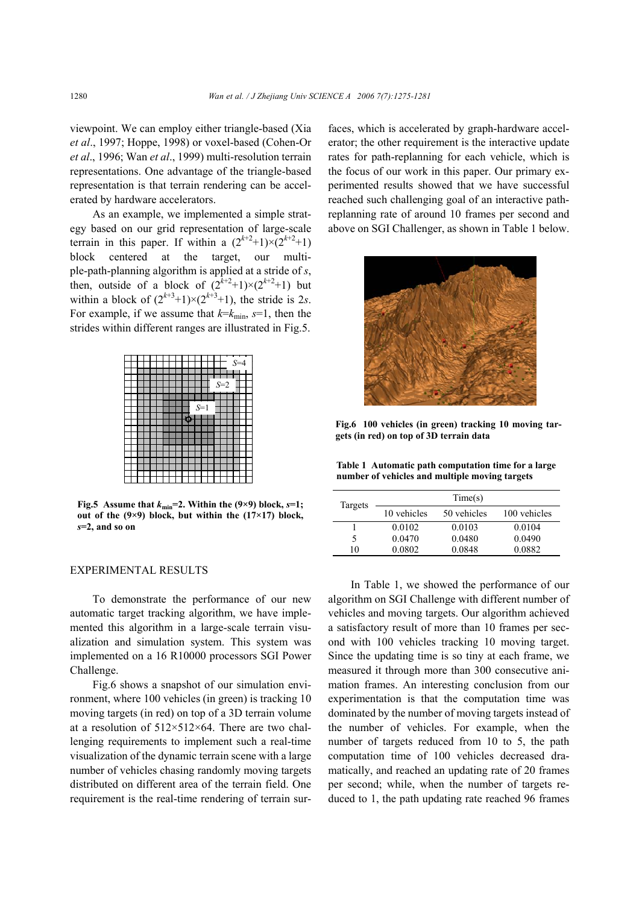viewpoint. We can employ either triangle-based (Xia *et al*., 1997; Hoppe, 1998) or voxel-based (Cohen-Or *et al*., 1996; Wan *et al*., 1999) multi-resolution terrain representations. One advantage of the triangle-based representation is that terrain rendering can be accelerated by hardware accelerators.

As an example, we implemented a simple strategy based on our grid representation of large-scale terrain in this paper. If within a $(2^{k+2}+1)\times(2^{k+2}+1)$ block centered at the target, our multiple-path-planning algorithm is applied at a stride of $s$, then, outside of a block of $(2^{k+2}+1)\times(2^{k+2}+1)$ but within a block of $(2^{k+3}+1)\times(2^{k+3}+1)$, the stride is $2s$. For example, if we assume that $k=k_{\min}$, $s=1$, then the strides within different ranges are illustrated in Fig.5.

**Fig.5 Assume that $k_{\min}=2$. Within the (9×9) block, $s=1$; out of the (9×9) block, but within the (17×17) block, $s=2$, and so on**

## EXPERIMENTAL RESULTS

To demonstrate the performance of our new automatic target tracking algorithm, we have implemented this algorithm in a large-scale terrain visualization and simulation system. This system was implemented on a 16 R10000 processors SGI Power Challenge.

Fig.6 shows a snapshot of our simulation environment, where 100 vehicles (in green) is tracking 10 moving targets (in red) on top of a 3D terrain volume at a resolution of 512×512×64. There are two challenging requirements to implement such a real-time visualization of the dynamic terrain scene with a large number of vehicles chasing randomly moving targets distributed on different area of the terrain field. One requirement is the real-time rendering of terrain surfaces, which is accelerated by graph-hardware accelerator; the other requirement is the interactive update rates for path-replanning for each vehicle, which is the focus of our work in this paper. Our primary experimented results showed that we have successful reached such challenging goal of an interactive path-replanning rate of around 10 frames per second and above on SGI Challenger, as shown in Table 1 below.

**Fig.6 100 vehicles (in green) tracking 10 moving targets (in red) on top of 3D terrain data**

**Table 1 Automatic path computation time for a large number of vehicles and multiple moving targets**

| Targets | Time(s) | | |
|---|---|---|---|
| | 10 vehicles | 50 vehicles | 100 vehicles |
| 1 | 0.0102 | 0.0103 | 0.0104 |
| 5 | 0.0470 | 0.0480 | 0.0490 |
| 10 | 0.0802 | 0.0848 | 0.0882 |

In Table 1, we showed the performance of our algorithm on SGI Challenge with different number of vehicles and moving targets. Our algorithm achieved a satisfactory result of more than 10 frames per second with 100 vehicles tracking 10 moving target. Since the updating time is so tiny at each frame, we measured it through more than 300 consecutive animation frames. An interesting conclusion from our experimentation is that the computation time was dominated by the number of moving targets instead of the number of vehicles. For example, when the number of targets reduced from 10 to 5, the path computation time of 100 vehicles decreased dramatically, and reached an updating rate of 20 frames per second; while, when the number of targets reduced to 1, the path updating rate reached 96 frames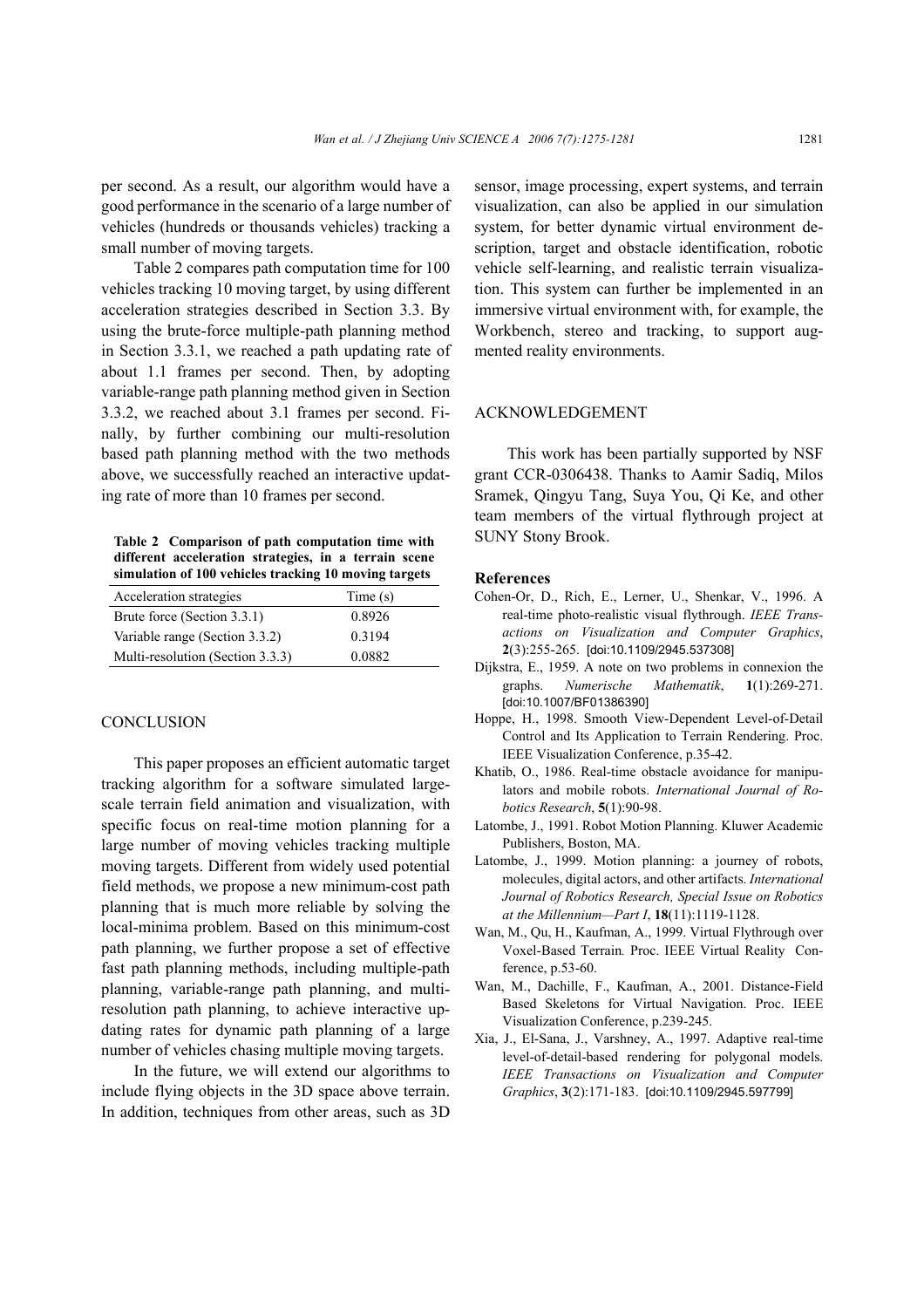per second. As a result, our algorithm would have a good performance in the scenario of a large number of vehicles (hundreds or thousands vehicles) tracking a small number of moving targets.

Table 2 compares path computation time for 100 vehicles tracking 10 moving target, by using different acceleration strategies described in Section 3.3. By using the brute-force multiple-path planning method in Section 3.3.1, we reached a path updating rate of about 1.1 frames per second. Then, by adopting variable-range path planning method given in Section 3.3.2, we reached about 3.1 frames per second. Finally, by further combining our multi-resolution based path planning method with the two methods above, we successfully reached an interactive updating rate of more than 10 frames per second.

**Table 2 Comparison of path computation time with different acceleration strategies, in a terrain scene simulation of 100 vehicles tracking 10 moving targets**

| Acceleration strategies | Time (s) |
|---|---|
| Brute force (Section 3.3.1) | 0.8926 |
| Variable range (Section 3.3.2) | 0.3194 |
| Multi-resolution (Section 3.3.3) | 0.0882 |

## CONCLUSION

This paper proposes an efficient automatic target tracking algorithm for a software simulated large-scale terrain field animation and visualization, with specific focus on real-time motion planning for a large number of moving vehicles tracking multiple moving targets. Different from widely used potential field methods, we propose a new minimum-cost path planning that is much more reliable by solving the local-minima problem. Based on this minimum-cost path planning, we further propose a set of effective fast path planning methods, including multiple-path planning, variable-range path planning, and multi-resolution path planning, to achieve interactive updating rates for dynamic path planning of a large number of vehicles chasing multiple moving targets.

In the future, we will extend our algorithms to include flying objects in the 3D space above terrain. In addition, techniques from other areas, such as 3D sensor, image processing, expert systems, and terrain visualization, can also be applied in our simulation system, for better dynamic virtual environment description, target and obstacle identification, robotic vehicle self-learning, and realistic terrain visualization. This system can further be implemented in an immersive virtual environment with, for example, the Workbench, stereo and tracking, to support augmented reality environments.

## ACKNOWLEDGEMENT

This work has been partially supported by NSF grant CCR-0306438. Thanks to Aamir Sadiq, Milos Sramek, Qingyu Tang, Suya You, Qi Ke, and other team members of the virtual flythrough project at SUNY Stony Brook.

## References

Cohen-Or, D., Rich, E., Lerner, U., Shenkar, V., 1996. A real-time photo-realistic visual flythrough. *IEEE Transactions on Visualization and Computer Graphics*, **2**(3):255-265. [doi:10.1109/2945.537308]

Dijkstra, E., 1959. A note on two problems in connexion the graphs. *Numerische Mathematik*, **1**(1):269-271. [doi:10.1007/BF01386390]

Hoppe, H., 1998. Smooth View-Dependent Level-of-Detail Control and Its Application to Terrain Rendering. Proc. IEEE Visualization Conference, p.35-42.

Khatib, O., 1986. Real-time obstacle avoidance for manipulators and mobile robots. *International Journal of Robotics Research*, **5**(1):90-98.

Latombe, J., 1991. Robot Motion Planning. Kluwer Academic Publishers, Boston, MA.

Latombe, J., 1999. Motion planning: a journey of robots, molecules, digital actors, and other artifacts. *International Journal of Robotics Research, Special Issue on Robotics at the Millennium—Part I*, **18**(11):1119-1128.

Wan, M., Qu, H., Kaufman, A., 1999. Virtual Flythrough over Voxel-Based Terrain*.* Proc. IEEE Virtual Reality Conference, p.53-60.

Wan, M., Dachille, F., Kaufman, A., 2001. Distance-Field Based Skeletons for Virtual Navigation. Proc. IEEE Visualization Conference, p.239-245.

Xia, J., El-Sana, J., Varshney, A., 1997. Adaptive real-time level-of-detail-based rendering for polygonal models. *IEEE Transactions on Visualization and Computer Graphics*, **3**(2):171-183. [doi:10.1109/2945.597799]